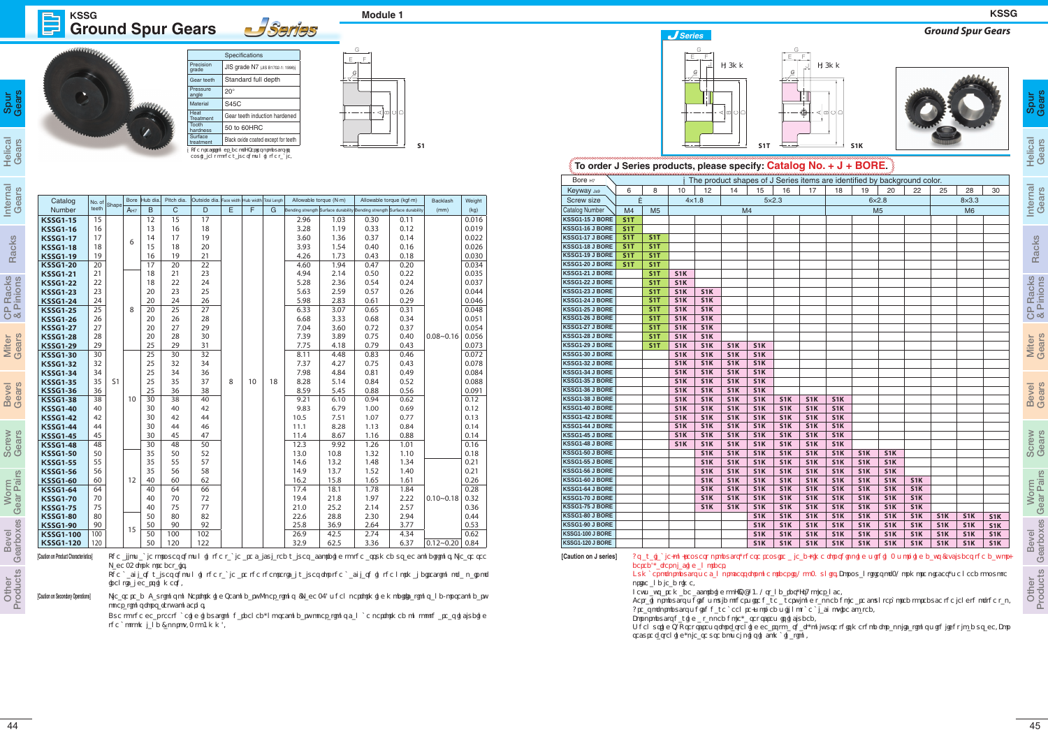# KSSG Ground Spur Gears — J Series

**Module 1**

| Specifications | |
|---|---|
| Precision grade | JIS grade N7 (JIS B1702-1: 1998) |
| Gear teeth | Standard full depth |
| Pressure angle | 20° |
| Material | S45C |
| Heat Treatment | Gear teeth induction hardened |
| Tooth hardness | 50 to 60HRC |
| Surface treatment | Black oxide coated except for teeth |

S1 S1T S1K

| Catalog Number | No. of teeth | Shape | Bore $A_{H7}$ | Hub dia. B | Pitch dia. C | Outside dia. D | Face width E | Hub width F | Total length G | Allowable torque (N·m) Bending strength | Allowable torque (N·m) Surface durability | Allowable torque (kgf·m) Bending strength | Allowable torque (kgf·m) Surface durability | Backlash (mm) | Weight (kg) |
|---|---|---|---|---|---|---|---|---|---|---|---|---|---|---|---|
| KSSG1-15 | 15 | S1 | 6 | 12 | 15 | 17 | 8 | 10 | 18 | 2.96 | 1.03 | 0.30 | 0.11 | 0.08~0.16 | 0.016 |
| KSSG1-16 | 16 | S1 | 6 | 13 | 16 | 18 | 8 | 10 | 18 | 3.28 | 1.19 | 0.33 | 0.12 | 0.08~0.16 | 0.019 |
| KSSG1-17 | 17 | S1 | 6 | 14 | 17 | 19 | 8 | 10 | 18 | 3.60 | 1.36 | 0.37 | 0.14 | 0.08~0.16 | 0.022 |
| KSSG1-18 | 18 | S1 | 6 | 15 | 18 | 20 | 8 | 10 | 18 | 3.93 | 1.54 | 0.40 | 0.16 | 0.08~0.16 | 0.026 |
| KSSG1-19 | 19 | S1 | 6 | 16 | 19 | 21 | 8 | 10 | 18 | 4.26 | 1.73 | 0.43 | 0.18 | 0.08~0.16 | 0.030 |
| KSSG1-20 | 20 | S1 | 8 | 17 | 20 | 22 | 8 | 10 | 18 | 4.60 | 1.94 | 0.47 | 0.20 | 0.08~0.16 | 0.034 |
| KSSG1-21 | 21 | S1 | 8 | 18 | 21 | 23 | 8 | 10 | 18 | 4.94 | 2.14 | 0.50 | 0.22 | 0.08~0.16 | 0.035 |
| KSSG1-22 | 22 | S1 | 8 | 18 | 22 | 24 | 8 | 10 | 18 | 5.28 | 2.36 | 0.54 | 0.24 | 0.08~0.16 | 0.037 |
| KSSG1-23 | 23 | S1 | 8 | 20 | 23 | 25 | 8 | 10 | 18 | 5.63 | 2.59 | 0.57 | 0.26 | 0.08~0.16 | 0.044 |
| KSSG1-24 | 24 | S1 | 8 | 20 | 24 | 26 | 8 | 10 | 18 | 5.98 | 2.83 | 0.61 | 0.29 | 0.08~0.16 | 0.046 |
| KSSG1-25 | 25 | S1 | 8 | 20 | 25 | 27 | 8 | 10 | 18 | 6.33 | 3.07 | 0.65 | 0.31 | 0.08~0.16 | 0.048 |
| KSSG1-26 | 26 | S1 | 8 | 20 | 26 | 28 | 8 | 10 | 18 | 6.68 | 3.33 | 0.68 | 0.34 | 0.08~0.16 | 0.051 |
| KSSG1-27 | 27 | S1 | 8 | 20 | 27 | 29 | 8 | 10 | 18 | 7.04 | 3.60 | 0.72 | 0.37 | 0.08~0.16 | 0.054 |
| KSSG1-28 | 28 | S1 | 8 | 20 | 28 | 30 | 8 | 10 | 18 | 7.39 | 3.89 | 0.75 | 0.40 | 0.08~0.16 | 0.056 |
| KSSG1-29 | 29 | S1 | 8 | 25 | 29 | 31 | 8 | 10 | 18 | 7.75 | 4.18 | 0.79 | 0.43 | 0.08~0.16 | 0.073 |
| KSSG1-30 | 30 | S1 | 10 | 25 | 30 | 32 | 8 | 10 | 18 | 8.11 | 4.48 | 0.83 | 0.46 | 0.08~0.16 | 0.072 |
| KSSG1-32 | 32 | S1 | 10 | 25 | 32 | 34 | 8 | 10 | 18 | 7.37 | 4.27 | 0.75 | 0.43 | 0.08~0.16 | 0.078 |
| KSSG1-34 | 34 | S1 | 10 | 25 | 34 | 36 | 8 | 10 | 18 | 7.98 | 4.84 | 0.81 | 0.49 | 0.08~0.16 | 0.084 |
| KSSG1-35 | 35 | S1 | 10 | 25 | 35 | 37 | 8 | 10 | 18 | 8.28 | 5.14 | 0.84 | 0.52 | 0.08~0.16 | 0.088 |
| KSSG1-36 | 36 | S1 | 10 | 25 | 36 | 38 | 8 | 10 | 18 | 8.59 | 5.45 | 0.88 | 0.56 | 0.08~0.16 | 0.091 |
| KSSG1-38 | 38 | S1 | 10 | 30 | 38 | 40 | 8 | 10 | 18 | 9.21 | 6.10 | 0.94 | 0.62 | 0.08~0.16 | 0.12 |
| KSSG1-40 | 40 | S1 | 10 | 30 | 40 | 42 | 8 | 10 | 18 | 9.83 | 6.79 | 1.00 | 0.69 | 0.08~0.16 | 0.12 |
| KSSG1-42 | 42 | S1 | 10 | 30 | 42 | 44 | 8 | 10 | 18 | 10.5 | 7.51 | 1.07 | 0.77 | 0.08~0.16 | 0.13 |
| KSSG1-44 | 44 | S1 | 10 | 30 | 44 | 46 | 8 | 10 | 18 | 11.1 | 8.28 | 1.13 | 0.84 | 0.08~0.16 | 0.14 |
| KSSG1-45 | 45 | S1 | 10 | 30 | 45 | 47 | 8 | 10 | 18 | 11.4 | 8.67 | 1.16 | 0.88 | 0.08~0.16 | 0.14 |
| KSSG1-48 | 48 | S1 | 10 | 30 | 48 | 50 | 8 | 10 | 18 | 12.3 | 9.92 | 1.26 | 1.01 | 0.08~0.16 | 0.16 |
| KSSG1-50 | 50 | S1 | 12 | 35 | 50 | 52 | 8 | 10 | 18 | 13.0 | 10.8 | 1.32 | 1.10 | 0.10~0.18 | 0.18 |
| KSSG1-55 | 55 | S1 | 12 | 35 | 55 | 57 | 8 | 10 | 18 | 14.6 | 13.2 | 1.48 | 1.34 | 0.10~0.18 | 0.21 |
| KSSG1-56 | 56 | S1 | 12 | 35 | 56 | 58 | 8 | 10 | 18 | 14.9 | 13.7 | 1.52 | 1.40 | 0.10~0.18 | 0.21 |
| KSSG1-60 | 60 | S1 | 12 | 40 | 60 | 62 | 8 | 10 | 18 | 16.2 | 15.8 | 1.65 | 1.61 | 0.10~0.18 | 0.26 |
| KSSG1-64 | 64 | S1 | 12 | 40 | 64 | 66 | 8 | 10 | 18 | 17.4 | 18.1 | 1.78 | 1.84 | 0.10~0.18 | 0.28 |
| KSSG1-70 | 70 | S1 | 12 | 40 | 70 | 72 | 8 | 10 | 18 | 19.4 | 21.8 | 1.97 | 2.22 | 0.10~0.18 | 0.32 |
| KSSG1-75 | 75 | S1 | 12 | 40 | 75 | 77 | 8 | 10 | 18 | 21.0 | 25.2 | 2.14 | 2.57 | 0.10~0.18 | 0.36 |
| KSSG1-80 | 80 | S1 | 15 | 50 | 80 | 82 | 8 | 10 | 18 | 22.6 | 28.8 | 2.30 | 2.94 | 0.10~0.18 | 0.44 |
| KSSG1-90 | 90 | S1 | 15 | 50 | 90 | 92 | 8 | 10 | 18 | 25.8 | 36.9 | 2.64 | 3.77 | 0.10~0.18 | 0.53 |
| KSSG1-100 | 100 | S1 | 15 | 50 | 100 | 102 | 8 | 10 | 18 | 26.9 | 42.5 | 2.74 | 4.34 | 0.10~0.18 | 0.62 |
| KSSG1-120 | 120 | S1 | 15 | 50 | 120 | 122 | 8 | 10 | 18 | 32.9 | 62.5 | 3.36 | 6.37 | 0.12~0.20 | 0.84 |

[Caution on Product Characteristics]

[Caution on Secondary Operations]

## J Series

**To order J Series products, please specify: Catalog No. + J + BORE.**

The product shapes of J Series items are identified by background color.

| Bore H7 | 6 | 8 | 10 | 12 | 14 | 15 | 16 | 17 | 18 | 19 | 20 | 22 | 25 | 28 | 30 |
|---|---|---|---|---|---|---|---|---|---|---|---|---|---|---|---|
| Keyway Js9 | – | – | 4×1.8 | 4×1.8 | 5×2.3 | 5×2.3 | 5×2.3 | 5×2.3 | 6×2.8 | 6×2.8 | 6×2.8 | 6×2.8 | 8×3.3 | 8×3.3 | 8×3.3 |
| Screw size | M4 | M5 | M4 | M4 | M4 | M4 | M4 | M4 | M5 | M5 | M5 | M5 | M6 | M6 | M6 |
| KSSG1-15 J BORE | S1T | | | | | | | | | | | | | | |
| KSSG1-16 J BORE | S1T | | | | | | | | | | | | | | |
| KSSG1-17 J BORE | S1T | S1T | | | | | | | | | | | | | |
| KSSG1-18 J BORE | S1T | S1T | | | | | | | | | | | | | |
| KSSG1-19 J BORE | S1T | S1T | | | | | | | | | | | | | |
| KSSG1-20 J BORE | S1T | S1T | | | | | | | | | | | | | |
| KSSG1-21 J BORE | | S1T | S1K | | | | | | | | | | | | |
| KSSG1-22 J BORE | | S1T | S1K | | | | | | | | | | | | |
| KSSG1-23 J BORE | | S1T | S1K | S1K | | | | | | | | | | | |
| KSSG1-24 J BORE | | S1T | S1K | S1K | | | | | | | | | | | |
| KSSG1-25 J BORE | | S1T | S1K | S1K | | | | | | | | | | | |
| KSSG1-26 J BORE | | S1T | S1K | S1K | | | | | | | | | | | |
| KSSG1-27 J BORE | | S1T | S1K | S1K | | | | | | | | | | | |
| KSSG1-28 J BORE | | S1T | S1K | S1K | | | | | | | | | | | |
| KSSG1-29 J BORE | | S1T | S1K | S1K | S1K | S1K | | | | | | | | | |
| KSSG1-30 J BORE | | | S1K | S1K | S1K | S1K | | | | | | | | | |
| KSSG1-32 J BORE | | | S1K | S1K | S1K | S1K | | | | | | | | | |
| KSSG1-34 J BORE | | | S1K | S1K | S1K | S1K | | | | | | | | | |
| KSSG1-35 J BORE | | | S1K | S1K | S1K | S1K | | | | | | | | | |
| KSSG1-36 J BORE | | | S1K | S1K | S1K | S1K | | | | | | | | | |
| KSSG1-38 J BORE | | | S1K | S1K | S1K | S1K | S1K | S1K | S1K | | | | | | |
| KSSG1-40 J BORE | | | S1K | S1K | S1K | S1K | S1K | S1K | S1K | | | | | | |
| KSSG1-42 J BORE | | | S1K | S1K | S1K | S1K | S1K | S1K | S1K | | | | | | |
| KSSG1-44 J BORE | | | S1K | S1K | S1K | S1K | S1K | S1K | S1K | | | | | | |
| KSSG1-45 J BORE | | | S1K | S1K | S1K | S1K | S1K | S1K | S1K | | | | | | |
| KSSG1-48 J BORE | | | S1K | S1K | S1K | S1K | S1K | S1K | S1K | | | | | | |
| KSSG1-50 J BORE | | | | S1K | S1K | S1K | S1K | S1K | S1K | S1K | S1K | | | | |
| KSSG1-55 J BORE | | | | S1K | S1K | S1K | S1K | S1K | S1K | S1K | S1K | | | | |
| KSSG1-56 J BORE | | | | S1K | S1K | S1K | S1K | S1K | S1K | S1K | S1K | | | | |
| KSSG1-60 J BORE | | | | S1K | S1K | S1K | S1K | S1K | S1K | S1K | S1K | S1K | | | |
| KSSG1-64 J BORE | | | | S1K | S1K | S1K | S1K | S1K | S1K | S1K | S1K | S1K | | | |
| KSSG1-70 J BORE | | | | S1K | S1K | S1K | S1K | S1K | S1K | S1K | S1K | S1K | | | |
| KSSG1-75 J BORE | | | | S1K | S1K | S1K | S1K | S1K | S1K | S1K | S1K | S1K | | | |
| KSSG1-80 J BORE | | | | | | S1K | S1K | S1K | S1K | S1K | S1K | S1K | S1K | S1K | S1K |
| KSSG1-90 J BORE | | | | | | S1K | S1K | S1K | S1K | S1K | S1K | S1K | S1K | S1K | S1K |
| KSSG1-100 J BORE | | | | | | S1K | S1K | S1K | S1K | S1K | S1K | S1K | S1K | S1K | S1K |
| KSSG1-120 J BORE | | | | | | S1K | S1K | S1K | S1K | S1K | S1K | S1K | S1K | S1K | S1K |

[Caution on J series]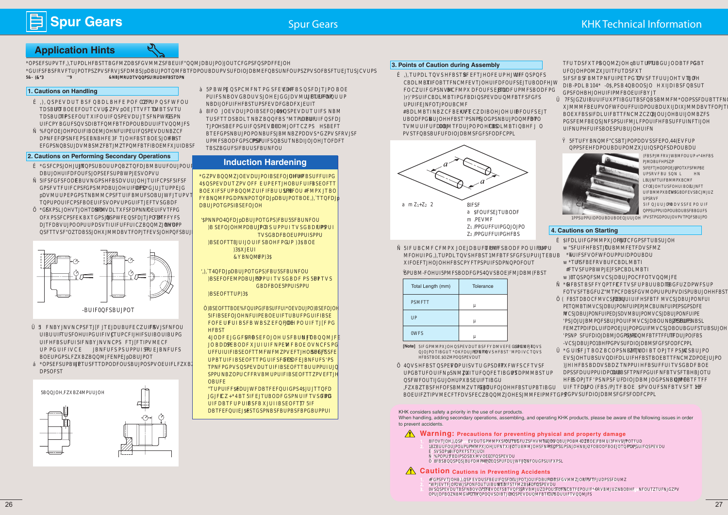# Spur Gears

## Application Hints

*OPSEFSUPVTF,),TUPDLHFBSTTBGFMZBOEFGGFDUJWFMZ QMFBTFSFBEUIF QPJOUTEFTDSJCFECFMPX
*GUIFSFBSFRVFTUJPOTPSSFRVFTUTSFHBSEJOHUIFQSPEVDUT QMFBTFDPOUBDUPVSTBMFTEFQBSUNFOU
56- (&*3 '9 &NBJMJOGP!LIHHFBSTDPN

### 1. Cautions on Handling

É ,), QSPEVDUT BSF QBDLBHFE POF CZ POF UP QSFWFOU TDSBUDIFT BOE EFOUT CVU JG ZPV EPO'U IBWF UIF QSPEVDU TDSBUDIFE PS EFOUFE XIFO UIF QSPEVDU JT SFNPWFE GSPN UIF CPY BGUFS QVSDIBTF QMFBTF DPOUBDU UIF TVQQMJFS

Ñ %FQFOEJOH PO UIF IBOEMJOH UIF QSPEVDU NBZ CF DPNF EFGPSNFE BOE EBNBHFE 3FTJOHFBST BSF FBTJMZ EFGPSNFE CZ QSFTTVSF PS IFBU

### 2. Cautions on Performing Secondary Operations

É *G SFCPSJOH JT SFRVJSFE UP BEKVTU UIF CPSF TJ[F PS SFHSJOEJOH UIF TFDPOEBSZ PQFSBUJPOT TIPVME CF EPOF CZ ZPV

Ñ 5IF SFGFSFODF EBUVN GPS NBDIJOJOH JT UIF CPSF 5IF SFGFSFODF EBUVN TVSGBDF TIPVME CF UIF CPSF

Ö *G XPSLJOH UIF QSPEVDU XJUI B DIVDL

5 FNBYJNVNCPSFTJ[FJTEFUFSNJOFECZUIF TUSFOHUI PG UIF LFZXBZ

á *PSEFS UP BWPJE TUSFTT DPODFOUSBUJPOT MFBWF UIF DPSOFST

â 5P BWPJE QPTTJCMF EFGPSNBUJPO XIFO DVUUJOH TFU TDSFXT

â 8IFO NPEJGZJOH QSPEVDUT GPS JOEVDUJPO IBSEFOFE HFBST

-BUIF0QFSBUJPO

5BQQJOH,FZXBZ4MPUUJOH

### Induction Hardening

*GZPV BQQMZ JOEVDUJPO IBSEFOJOH UP UIF HFBS UFFUI PG 44 QSPEVDUT ZPV OFFE UP EFTJHO UIF IBSEFOFE BOE XIFSF UP BQQMZ UIF IBSEFOJOH

'$PNNPO4QFDJGJDBUJPOTGPS)BSEFOFE5FFUI

,),'T 4QFDJGJDBUJPOTGPS)BSEFOFE5FFUI

)BSEFOFE BOE &YBNQMF UIF 3$

)BSEFOFE UP 3$

### 3. Points of Caution during Assembly

É ,),TUPDL TQVS HFBST BSF EFTJHOFE UP HJWF QSPFS CBDLMBTI XIFO BTTFNCMFE VTJOH UIF DFOUFS EJTUBODF

a  $m (Z_1+Z_2) / 2$

8IFSF
a  $FOUFSEJTUBODF
m .PEVMF
$Z_1$  /PPGUFFUIPGQJOJPO
$Z_2$  /PPGUFFUIPGHFBS

Ñ 5IF UBCMF CFMPX JOEJDBUFT UIF SFDPNNFOEFE UPMFSBODFT

5PUBM-FOHUI5PMFSBODFGPS4QVSDIBSEFEMBDIBSHFT

| Total Length (mm) | Tolerance |
|---|---|
| PSMFTT | μ |
| UP | μ |
| OWFS | μ |

[Note] 5IFGPMMPXJOHJT QSPEVDUTBSF FYDMVEFE GSPN UIJT QSPJOUT

Ö 4QVS HFBST QSPEVDF OP UISVTU GPSDFT XIFO VTFE

### 4. Cautions on Starting

É $IFDL UIF GPMMPXJOH CFGPSF TUBSUJOH

w "SF UIF HFBST UJHIUFOFE TFDVSFMZ

w *T UIF SFRVJSFE CBDLMBTI

w )BT QSPQFS MVCSJDBOU CFFO BQQMJFE

Ñ *G HFBST BSF FYQPTFE UP UIF PQFSBUPS

Ö (FBST DBO CF VTFE XJUI HSFBTF MVCSJDBUJPO

Ü *G UIFSF JT BOZ BCOPSNBM OPJTF PS WJCSBUJPO

KHK considers safety a priority in the use of our products.
When handling, adding secondary operations, assembling, and operating KHK products, please be aware of the following issues in order to prevent accidents.

**Warning: Precautions for preventing physical and property damage**

**Caution Cautions in Preventing Accidents**